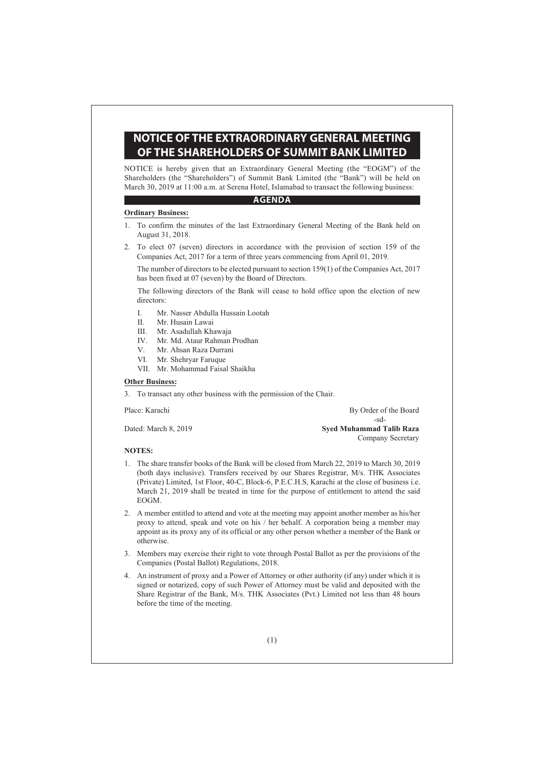# NOTICE OF THE EXTRAORDINARY GENERAL MEETING OF THE SHAREHOLDERS OF SUMMIT BANK LIMITED

NOTICE is hereby given that an Extraordinary General Meeting (the "EOGM") of the Shareholders (the "Shareholders") of Summit Bank Limited (the "Bank") will be held on March 30, 2019 at 11:00 a.m. at Serena Hotel, Islamabad to transact the following business:

## AGENDA

**Ordinary Business:**

1. To confirm the minutes of the last Extraordinary General Meeting of the Bank held on August 31, 2018.

2. To elect 07 (seven) directors in accordance with the provision of section 159 of the Companies Act, 2017 for a term of three years commencing from April 01, 2019.

   The number of directors to be elected pursuant to section 159(1) of the Companies Act, 2017 has been fixed at 07 (seven) by the Board of Directors.

   The following directors of the Bank will cease to hold office upon the election of new directors:

   I. Mr. Nasser Abdulla Hussain Lootah
   II. Mr. Husain Lawai
   III. Mr. Asadullah Khawaja
   IV. Mr. Md. Ataur Rahman Prodhan
   V. Mr. Ahsan Raza Durrani
   VI. Mr. Shehryar Faruque
   VII. Mr. Mohammad Faisal Shaikha

**Other Business:**

3. To transact any other business with the permission of the Chair.

Place: Karachi

Dated: March 8, 2019

By Order of the Board
-sd-
**Syed Muhammad Talib Raza**
Company Secretary

**NOTES:**

1. The share transfer books of the Bank will be closed from March 22, 2019 to March 30, 2019 (both days inclusive). Transfers received by our Shares Registrar, M/s. THK Associates (Private) Limited, 1st Floor, 40-C, Block-6, P.E.C.H.S, Karachi at the close of business i.e. March 21, 2019 shall be treated in time for the purpose of entitlement to attend the said EOGM.

2. A member entitled to attend and vote at the meeting may appoint another member as his/her proxy to attend, speak and vote on his / her behalf. A corporation being a member may appoint as its proxy any of its official or any other person whether a member of the Bank or otherwise.

3. Members may exercise their right to vote through Postal Ballot as per the provisions of the Companies (Postal Ballot) Regulations, 2018.

4. An instrument of proxy and a Power of Attorney or other authority (if any) under which it is signed or notarized, copy of such Power of Attorney must be valid and deposited with the Share Registrar of the Bank, M/s. THK Associates (Pvt.) Limited not less than 48 hours before the time of the meeting.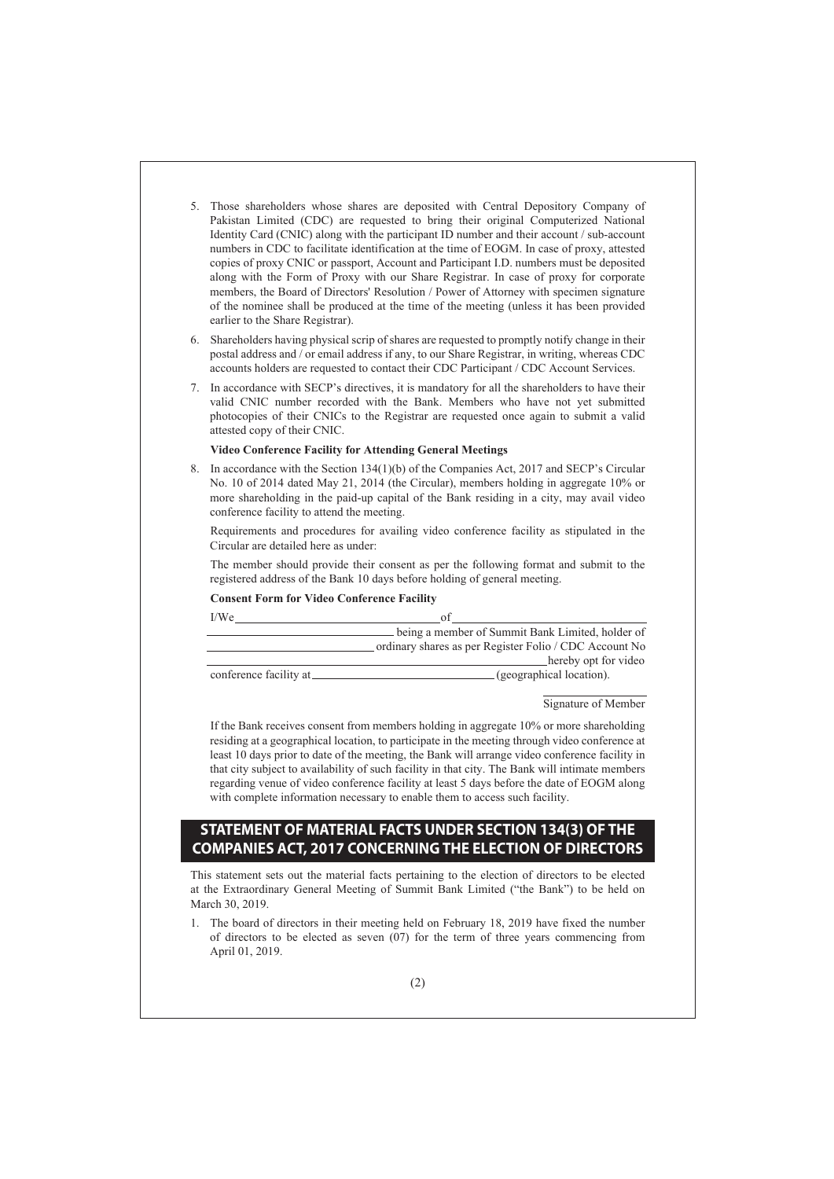5. Those shareholders whose shares are deposited with Central Depository Company of Pakistan Limited (CDC) are requested to bring their original Computerized National Identity Card (CNIC) along with the participant ID number and their account / sub-account numbers in CDC to facilitate identification at the time of EOGM. In case of proxy, attested copies of proxy CNIC or passport, Account and Participant I.D. numbers must be deposited along with the Form of Proxy with our Share Registrar. In case of proxy for corporate members, the Board of Directors' Resolution / Power of Attorney with specimen signature of the nominee shall be produced at the time of the meeting (unless it has been provided earlier to the Share Registrar).

6. Shareholders having physical scrip of shares are requested to promptly notify change in their postal address and / or email address if any, to our Share Registrar, in writing, whereas CDC accounts holders are requested to contact their CDC Participant / CDC Account Services.

7. In accordance with SECP's directives, it is mandatory for all the shareholders to have their valid CNIC number recorded with the Bank. Members who have not yet submitted photocopies of their CNICs to the Registrar are requested once again to submit a valid attested copy of their CNIC.

**Video Conference Facility for Attending General Meetings**

8. In accordance with the Section 134(1)(b) of the Companies Act, 2017 and SECP's Circular No. 10 of 2014 dated May 21, 2014 (the Circular), members holding in aggregate 10% or more shareholding in the paid-up capital of the Bank residing in a city, may avail video conference facility to attend the meeting.

   Requirements and procedures for availing video conference facility as stipulated in the Circular are detailed here as under:

   The member should provide their consent as per the following format and submit to the registered address of the Bank 10 days before holding of general meeting.

   **Consent Form for Video Conference Facility**

   I/We ______________________ of ______________________ ______________________ being a member of Summit Bank Limited, holder of ______________________ ordinary shares as per Register Folio / CDC Account No ______________________ hereby opt for video conference facility at ______________________ (geographical location).

   ______________________
   Signature of Member

   If the Bank receives consent from members holding in aggregate 10% or more shareholding residing at a geographical location, to participate in the meeting through video conference at least 10 days prior to date of the meeting, the Bank will arrange video conference facility in that city subject to availability of such facility in that city. The Bank will intimate members regarding venue of video conference facility at least 5 days before the date of EOGM along with complete information necessary to enable them to access such facility.

## STATEMENT OF MATERIAL FACTS UNDER SECTION 134(3) OF THE COMPANIES ACT, 2017 CONCERNING THE ELECTION OF DIRECTORS

This statement sets out the material facts pertaining to the election of directors to be elected at the Extraordinary General Meeting of Summit Bank Limited ("the Bank") to be held on March 30, 2019.

1. The board of directors in their meeting held on February 18, 2019 have fixed the number of directors to be elected as seven (07) for the term of three years commencing from April 01, 2019.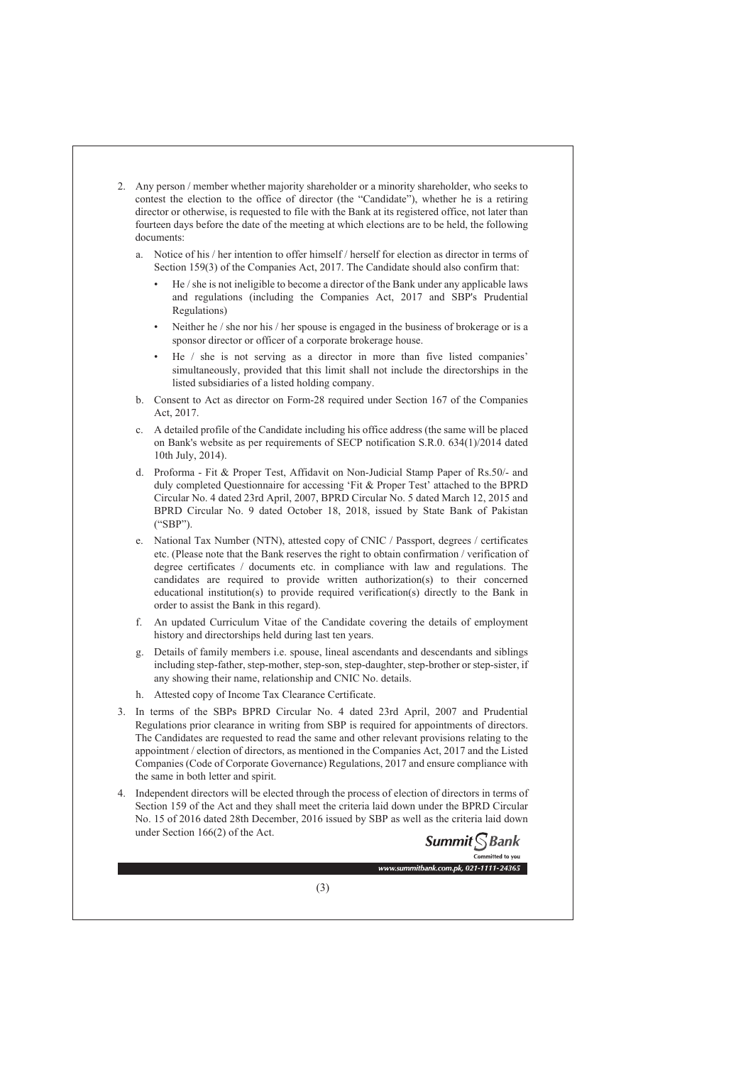2. Any person / member whether majority shareholder or a minority shareholder, who seeks to contest the election to the office of director (the "Candidate"), whether he is a retiring director or otherwise, is requested to file with the Bank at its registered office, not later than fourteen days before the date of the meeting at which elections are to be held, the following documents:

   a. Notice of his / her intention to offer himself / herself for election as director in terms of Section 159(3) of the Companies Act, 2017. The Candidate should also confirm that:

      - He / she is not ineligible to become a director of the Bank under any applicable laws and regulations (including the Companies Act, 2017 and SBP's Prudential Regulations)
      - Neither he / she nor his / her spouse is engaged in the business of brokerage or is a sponsor director or officer of a corporate brokerage house.
      - He / she is not serving as a director in more than five listed companies' simultaneously, provided that this limit shall not include the directorships in the listed subsidiaries of a listed holding company.

   b. Consent to Act as director on Form-28 required under Section 167 of the Companies Act, 2017.

   c. A detailed profile of the Candidate including his office address (the same will be placed on Bank's website as per requirements of SECP notification S.R.0. 634(1)/2014 dated 10th July, 2014).

   d. Proforma - Fit & Proper Test, Affidavit on Non-Judicial Stamp Paper of Rs.50/- and duly completed Questionnaire for accessing 'Fit & Proper Test' attached to the BPRD Circular No. 4 dated 23rd April, 2007, BPRD Circular No. 5 dated March 12, 2015 and BPRD Circular No. 9 dated October 18, 2018, issued by State Bank of Pakistan ("SBP").

   e. National Tax Number (NTN), attested copy of CNIC / Passport, degrees / certificates etc. (Please note that the Bank reserves the right to obtain confirmation / verification of degree certificates / documents etc. in compliance with law and regulations. The candidates are required to provide written authorization(s) to their concerned educational institution(s) to provide required verification(s) directly to the Bank in order to assist the Bank in this regard).

   f. An updated Curriculum Vitae of the Candidate covering the details of employment history and directorships held during last ten years.

   g. Details of family members i.e. spouse, lineal ascendants and descendants and siblings including step-father, step-mother, step-son, step-daughter, step-brother or step-sister, if any showing their name, relationship and CNIC No. details.

   h. Attested copy of Income Tax Clearance Certificate.

3. In terms of the SBPs BPRD Circular No. 4 dated 23rd April, 2007 and Prudential Regulations prior clearance in writing from SBP is required for appointments of directors. The Candidates are requested to read the same and other relevant provisions relating to the appointment / election of directors, as mentioned in the Companies Act, 2017 and the Listed Companies (Code of Corporate Governance) Regulations, 2017 and ensure compliance with the same in both letter and spirit.

4. Independent directors will be elected through the process of election of directors in terms of Section 159 of the Act and they shall meet the criteria laid down under the BPRD Circular No. 15 of 2016 dated 28th December, 2016 issued by SBP as well as the criteria laid down under Section 166(2) of the Act.